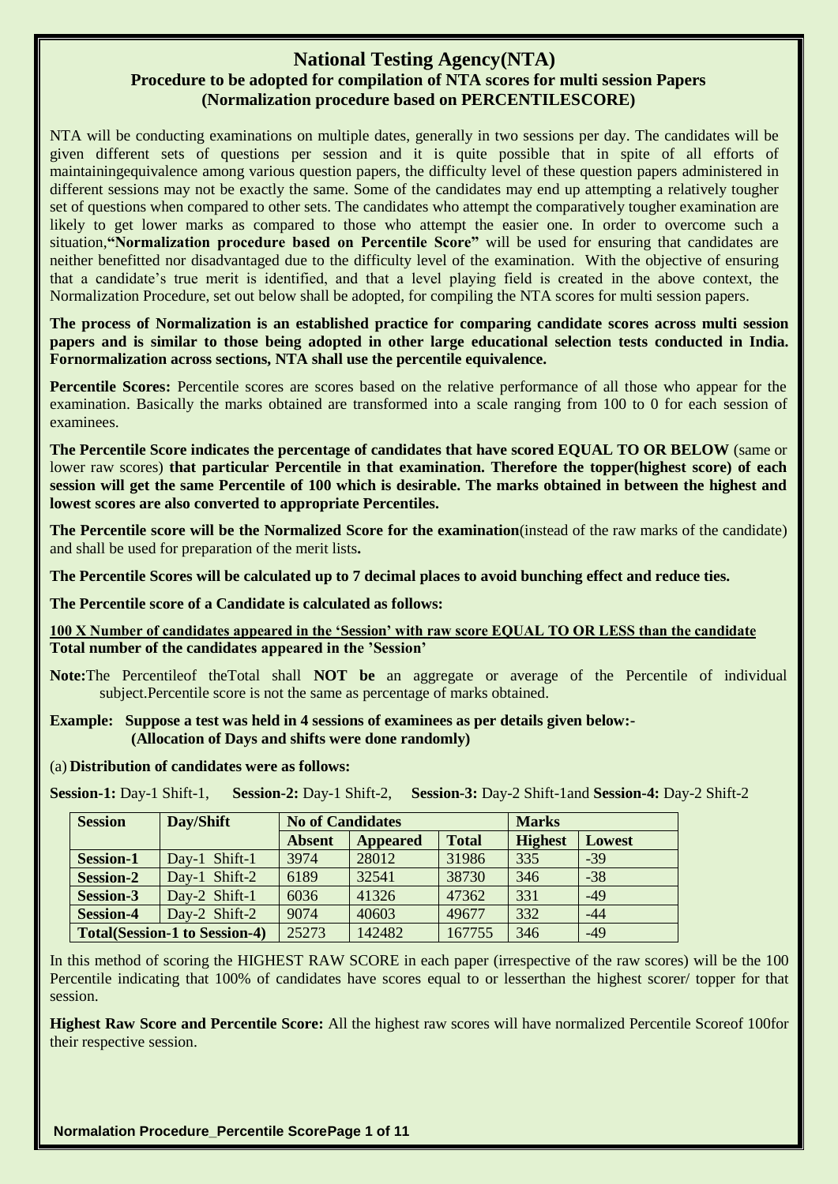# National Testing Agency(NTA)

## Procedure to be adopted for compilation of NTA scores for multi session Papers (Normalization procedure based on PERCENTILESCORE)

NTA will be conducting examinations on multiple dates, generally in two sessions per day. The candidates will be given different sets of questions per session and it is quite possible that in spite of all efforts of maintainingequivalence among various question papers, the difficulty level of these question papers administered in different sessions may not be exactly the same. Some of the candidates may end up attempting a relatively tougher set of questions when compared to other sets. The candidates who attempt the comparatively tougher examination are likely to get lower marks as compared to those who attempt the easier one. In order to overcome such a situation,**"Normalization procedure based on Percentile Score"** will be used for ensuring that candidates are neither benefitted nor disadvantaged due to the difficulty level of the examination. With the objective of ensuring that a candidate's true merit is identified, and that a level playing field is created in the above context, the Normalization Procedure, set out below shall be adopted, for compiling the NTA scores for multi session papers.

**The process of Normalization is an established practice for comparing candidate scores across multi session papers and is similar to those being adopted in other large educational selection tests conducted in India. Fornormalization across sections, NTA shall use the percentile equivalence.**

**Percentile Scores:** Percentile scores are scores based on the relative performance of all those who appear for the examination. Basically the marks obtained are transformed into a scale ranging from 100 to 0 for each session of examinees.

**The Percentile Score indicates the percentage of candidates that have scored EQUAL TO OR BELOW** (same or lower raw scores) **that particular Percentile in that examination. Therefore the topper(highest score) of each session will get the same Percentile of 100 which is desirable. The marks obtained in between the highest and lowest scores are also converted to appropriate Percentiles.**

**The Percentile score will be the Normalized Score for the examination**(instead of the raw marks of the candidate) and shall be used for preparation of the merit lists**.**

**The Percentile Scores will be calculated up to 7 decimal places to avoid bunching effect and reduce ties.**

**The Percentile score of a Candidate is calculated as follows:**

$$\frac{100 \times \text{Number of candidates appeared in the 'Session' with raw score EQUAL TO OR LESS than the candidate}}{\text{Total number of the candidates appeared in the 'Session'}}$$

**Note:**The Percentileof theTotal shall **NOT be** an aggregate or average of the Percentile of individual subject.Percentile score is not the same as percentage of marks obtained.

**Example: Suppose a test was held in 4 sessions of examinees as per details given below:- (Allocation of Days and shifts were done randomly)**

(a) **Distribution of candidates were as follows:**

**Session-1:** Day-1 Shift-1, **Session-2:** Day-1 Shift-2, **Session-3:** Day-2 Shift-1and **Session-4:** Day-2 Shift-2

| Session | Day/Shift | No of Candidates | | | Marks | |
|---|---|---|---|---|---|---|
| | | Absent | Appeared | Total | Highest | Lowest |
| **Session-1** | Day-1 Shift-1 | 3974 | 28012 | 31986 | 335 | -39 |
| **Session-2** | Day-1 Shift-2 | 6189 | 32541 | 38730 | 346 | -38 |
| **Session-3** | Day-2 Shift-1 | 6036 | 41326 | 47362 | 331 | -49 |
| **Session-4** | Day-2 Shift-2 | 9074 | 40603 | 49677 | 332 | -44 |
| **Total(Session-1 to Session-4)** | | 25273 | 142482 | 167755 | 346 | -49 |

In this method of scoring the HIGHEST RAW SCORE in each paper (irrespective of the raw scores) will be the 100 Percentile indicating that 100% of candidates have scores equal to or lesserthan the highest scorer/ topper for that session.

**Highest Raw Score and Percentile Score:** All the highest raw scores will have normalized Percentile Scoreof 100for their respective session.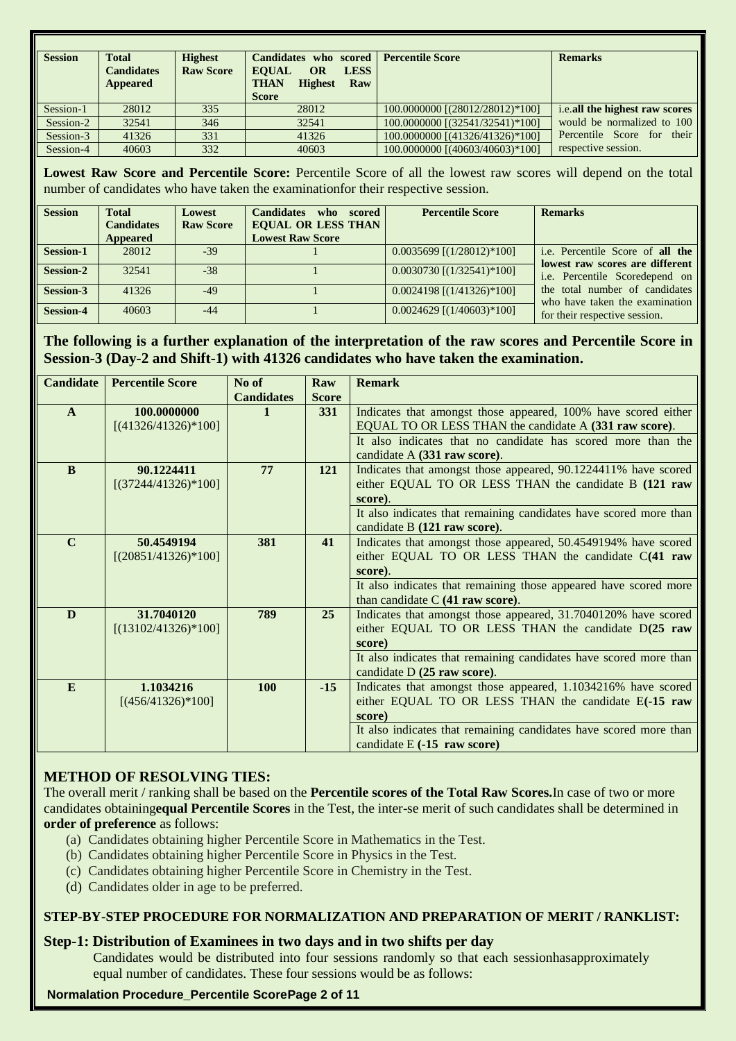| Session | Total Candidates Appeared | Highest Raw Score | Candidates who scored EQUAL OR LESS THAN Highest Raw Score | Percentile Score | Remarks |
|---|---|---|---|---|---|
| Session-1 | 28012 | 335 | 28012 | 100.0000000 [(28012/28012)*100] | i.e.**all the highest raw scores** would be normalized to 100 Percentile Score for their respective session. |
| Session-2 | 32541 | 346 | 32541 | 100.0000000 [(32541/32541)*100] | |
| Session-3 | 41326 | 331 | 41326 | 100.0000000 [(41326/41326)*100] | |
| Session-4 | 40603 | 332 | 40603 | 100.0000000 [(40603/40603)*100] | |

**Lowest Raw Score and Percentile Score:** Percentile Score of all the lowest raw scores will depend on the total number of candidates who have taken the examinationfor their respective session.

| Session | Total Candidates Appeared | Lowest Raw Score | Candidates who scored EQUAL OR LESS THAN Lowest Raw Score | Percentile Score | Remarks |
|---|---|---|---|---|---|
| **Session-1** | 28012 | -39 | 1 | 0.0035699 [(1/28012)*100] | i.e. Percentile Score of **all the lowest raw scores are different** i.e. Percentile Scoredepend on the total number of candidates who have taken the examination for their respective session. |
| **Session-2** | 32541 | -38 | 1 | 0.0030730 [(1/32541)*100] | |
| **Session-3** | 41326 | -49 | 1 | 0.0024198 [(1/41326)*100] | |
| **Session-4** | 40603 | -44 | 1 | 0.0024629 [(1/40603)*100] | |

**The following is a further explanation of the interpretation of the raw scores and Percentile Score in Session-3 (Day-2 and Shift-1) with 41326 candidates who have taken the examination.**

| Candidate | Percentile Score | No of Candidates | Raw Score | Remark |
|---|---|---|---|---|
| **A** | **100.0000000** [(41326/41326)*100] | **1** | **331** | Indicates that amongst those appeared, 100% have scored either EQUAL TO OR LESS THAN the candidate A **(331 raw score)**. It also indicates that no candidate has scored more than the candidate A **(331 raw score)**. |
| **B** | **90.1224411** [(37244/41326)*100] | **77** | **121** | Indicates that amongst those appeared, 90.1224411% have scored either EQUAL TO OR LESS THAN the candidate B **(121 raw score)**. It also indicates that remaining candidates have scored more than candidate B **(121 raw score)**. |
| **C** | **50.4549194** [(20851/41326)*100] | **381** | **41** | Indicates that amongst those appeared, 50.4549194% have scored either EQUAL TO OR LESS THAN the candidate C**(41 raw score)**. It also indicates that remaining those appeared have scored more than candidate C **(41 raw score)**. |
| **D** | **31.7040120** [(13102/41326)*100] | **789** | **25** | Indicates that amongst those appeared, 31.7040120% have scored either EQUAL TO OR LESS THAN the candidate D**(25 raw score)** It also indicates that remaining candidates have scored more than candidate D **(25 raw score)**. |
| **E** | **1.1034216** [(456/41326)*100] | **100** | **-15** | Indicates that amongst those appeared, 1.1034216% have scored either EQUAL TO OR LESS THAN the candidate E**(-15 raw score)** It also indicates that remaining candidates have scored more than candidate E **(-15 raw score)** |

## METHOD OF RESOLVING TIES:

The overall merit / ranking shall be based on the **Percentile scores of the Total Raw Scores.**In case of two or more candidates obtaining**equal Percentile Scores** in the Test, the inter-se merit of such candidates shall be determined in **order of preference** as follows:

(a) Candidates obtaining higher Percentile Score in Mathematics in the Test.
(b) Candidates obtaining higher Percentile Score in Physics in the Test.
(c) Candidates obtaining higher Percentile Score in Chemistry in the Test.
(d) Candidates older in age to be preferred.

### STEP-BY-STEP PROCEDURE FOR NORMALIZATION AND PREPARATION OF MERIT / RANKLIST:

**Step-1: Distribution of Examinees in two days and in two shifts per day**

Candidates would be distributed into four sessions randomly so that each sessionhasapproximately equal number of candidates. These four sessions would be as follows: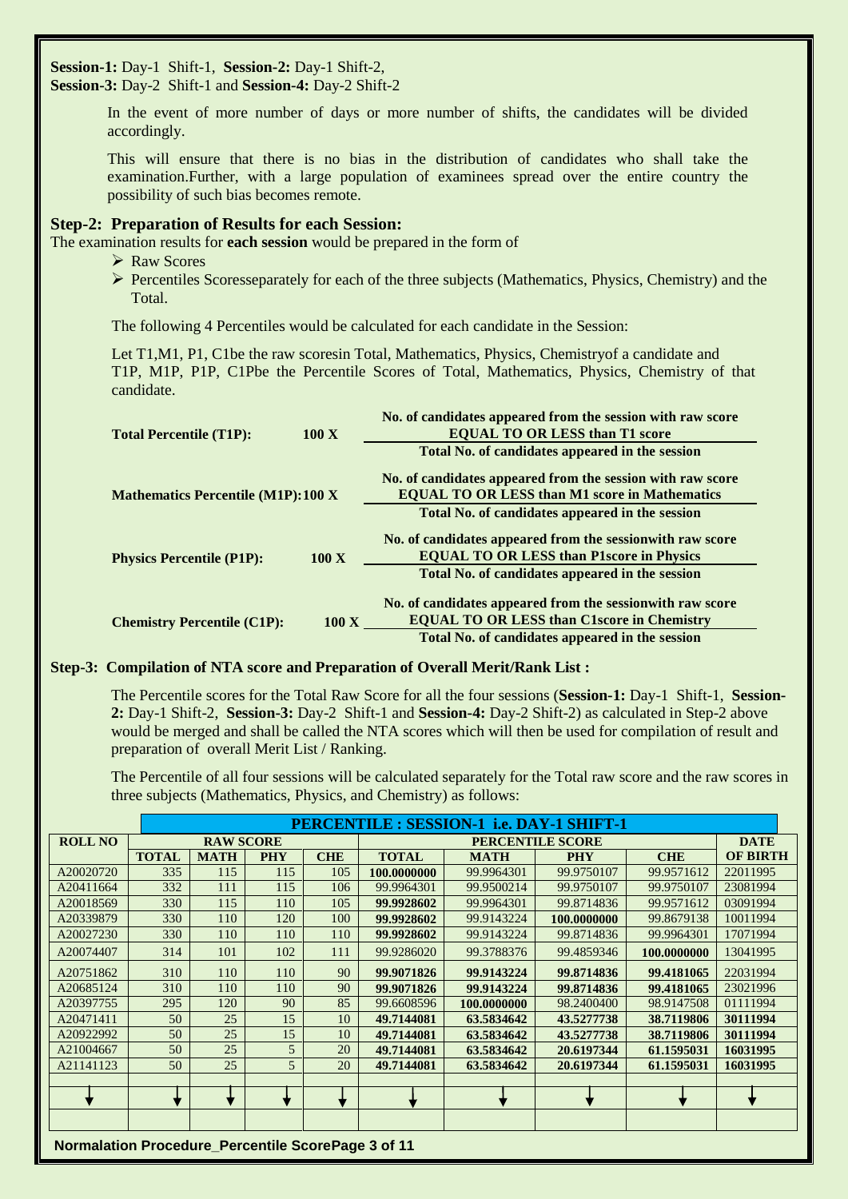**Session-1:** Day-1 Shift-1, **Session-2:** Day-1 Shift-2,
**Session-3:** Day-2 Shift-1 and **Session-4:** Day-2 Shift-2

In the event of more number of days or more number of shifts, the candidates will be divided accordingly.

This will ensure that there is no bias in the distribution of candidates who shall take the examination.Further, with a large population of examinees spread over the entire country the possibility of such bias becomes remote.

### Step-2: Preparation of Results for each Session:

The examination results for **each session** would be prepared in the form of

- Raw Scores
- Percentiles Scoresseparately for each of the three subjects (Mathematics, Physics, Chemistry) and the Total.

The following 4 Percentiles would be calculated for each candidate in the Session:

Let T1,M1, P1, C1be the raw scoresin Total, Mathematics, Physics, Chemistryof a candidate and T1P, M1P, P1P, C1Pbe the Percentile Scores of Total, Mathematics, Physics, Chemistry of that candidate.

**Total Percentile (T1P):** 100 X $\dfrac{\text{No. of candidates appeared from the session with raw score EQUAL TO OR LESS than T1 score}}{\text{Total No. of candidates appeared in the session}}$

**Mathematics Percentile (M1P):** 100 X $\dfrac{\text{No. of candidates appeared from the session with raw score EQUAL TO OR LESS than M1 score in Mathematics}}{\text{Total No. of candidates appeared in the session}}$

**Physics Percentile (P1P):** 100 X $\dfrac{\text{No. of candidates appeared from the sessionwith raw score EQUAL TO OR LESS than P1score in Physics}}{\text{Total No. of candidates appeared in the session}}$

**Chemistry Percentile (C1P):** 100 X $\dfrac{\text{No. of candidates appeared from the sessionwith raw score EQUAL TO OR LESS than C1score in Chemistry}}{\text{Total No. of candidates appeared in the session}}$

### Step-3: Compilation of NTA score and Preparation of Overall Merit/Rank List :

The Percentile scores for the Total Raw Score for all the four sessions (**Session-1:** Day-1 Shift-1, **Session-2:** Day-1 Shift-2, **Session-3:** Day-2 Shift-1 and **Session-4:** Day-2 Shift-2) as calculated in Step-2 above would be merged and shall be called the NTA scores which will then be used for compilation of result and preparation of overall Merit List / Ranking.

The Percentile of all four sessions will be calculated separately for the Total raw score and the raw scores in three subjects (Mathematics, Physics, and Chemistry) as follows:

| | **PERCENTILE : SESSION-1 i.e. DAY-1 SHIFT-1** | | | | | | | | |
|---|---|---|---|---|---|---|---|---|---|
| **ROLL NO** | **RAW SCORE** | | | | **PERCENTILE SCORE** | | | | **DATE** |
| | **TOTAL** | **MATH** | **PHY** | **CHE** | **TOTAL** | **MATH** | **PHY** | **CHE** | **OF BIRTH** |
| A20020720 | 335 | 115 | 115 | 105 | **100.0000000** | 99.9964301 | 99.9750107 | 99.9571612 | 22011995 |
| A20411664 | 332 | 111 | 115 | 106 | 99.9964301 | 99.9500214 | 99.9750107 | 99.9750107 | 23081994 |
| A20018569 | 330 | 115 | 110 | 105 | **99.9928602** | 99.9964301 | 99.8714836 | 99.9571612 | 03091994 |
| A20339879 | 330 | 110 | 120 | 100 | **99.9928602** | 99.9143224 | **100.0000000** | 99.8679138 | 10011994 |
| A20027230 | 330 | 110 | 110 | 110 | **99.9928602** | 99.9143224 | 99.8714836 | 99.9964301 | 17071994 |
| A20074407 | 314 | 101 | 102 | 111 | 99.9286020 | 99.3788376 | 99.4859346 | **100.0000000** | 13041995 |
| A20751862 | 310 | 110 | 110 | 90 | **99.9071826** | **99.9143224** | **99.8714836** | **99.4181065** | 22031994 |
| A20685124 | 310 | 110 | 110 | 90 | **99.9071826** | **99.9143224** | **99.8714836** | **99.4181065** | 23021996 |
| A20397755 | 295 | 120 | 90 | 85 | 99.6608596 | **100.0000000** | 98.2400400 | 98.9147508 | 01111994 |
| A20471411 | 50 | 25 | 15 | 10 | **49.7144081** | **63.5834642** | **43.5277738** | **38.7119806** | **30111994** |
| A20922992 | 50 | 25 | 15 | 10 | **49.7144081** | **63.5834642** | **43.5277738** | **38.7119806** | **30111994** |
| A21004667 | 50 | 25 | 5 | 20 | **49.7144081** | **63.5834642** | **20.6197344** | **61.1595031** | **16031995** |
| A21141123 | 50 | 25 | 5 | 20 | **49.7144081** | **63.5834642** | **20.6197344** | **61.1595031** | **16031995** |
| | | | | | | | | | |
| ↓ | ↓ | ↓ | ↓ | ↓ | ↓ | ↓ | ↓ | ↓ | ↓ |
| | | | | | | | | | |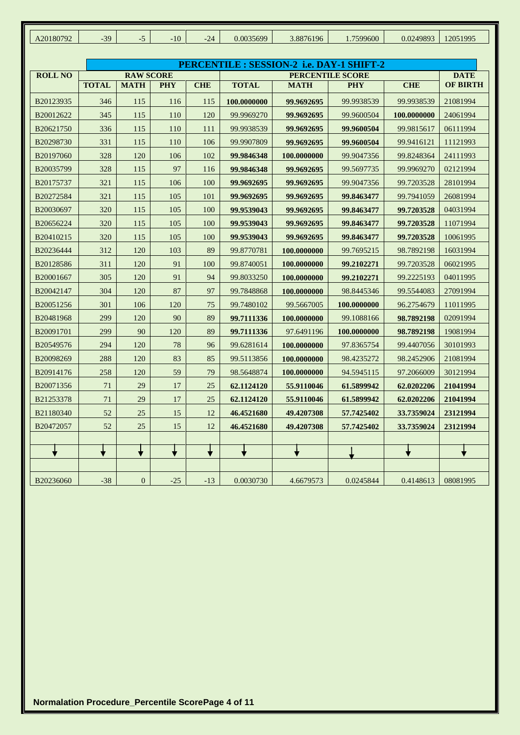| A20180792 | -39 | -5 | -10 | -24 | 0.0035699 | 3.8876196 | 1.7599600 | 0.0249893 | 12051995 |
|---|---|---|---|---|---|---|---|---|---|

**PERCENTILE : SESSION-2 i.e. DAY-1 SHIFT-2**

| ROLL NO | RAW SCORE | | | | PERCENTILE SCORE | | | | DATE OF BIRTH |
|---|---|---|---|---|---|---|---|---|---|
| | TOTAL | MATH | PHY | CHE | TOTAL | MATH | PHY | CHE | |
| B20123935 | 346 | 115 | 116 | 115 | **100.0000000** | **99.9692695** | 99.9938539 | 99.9938539 | 21081994 |
| B20012622 | 345 | 115 | 110 | 120 | 99.9969270 | **99.9692695** | 99.9600504 | **100.0000000** | 24061994 |
| B20621750 | 336 | 115 | 110 | 111 | 99.9938539 | **99.9692695** | **99.9600504** | 99.9815617 | 06111994 |
| B20298730 | 331 | 115 | 110 | 106 | 99.9907809 | **99.9692695** | **99.9600504** | 99.9416121 | 11121993 |
| B20197060 | 328 | 120 | 106 | 102 | **99.9846348** | **100.0000000** | 99.9047356 | 99.8248364 | 24111993 |
| B20035799 | 328 | 115 | 97 | 116 | **99.9846348** | **99.9692695** | 99.5697735 | 99.9969270 | 02121994 |
| B20175737 | 321 | 115 | 106 | 100 | **99.9692695** | **99.9692695** | 99.9047356 | 99.7203528 | 28101994 |
| B20272584 | 321 | 115 | 105 | 101 | **99.9692695** | **99.9692695** | **99.8463477** | 99.7941059 | 26081994 |
| B20030697 | 320 | 115 | 105 | 100 | **99.9539043** | **99.9692695** | **99.8463477** | **99.7203528** | 04031994 |
| B20656224 | 320 | 115 | 105 | 100 | **99.9539043** | **99.9692695** | **99.8463477** | **99.7203528** | 11071994 |
| B20410215 | 320 | 115 | 105 | 100 | **99.9539043** | **99.9692695** | **99.8463477** | **99.7203528** | 10061995 |
| B20236444 | 312 | 120 | 103 | 89 | 99.8770781 | **100.0000000** | 99.7695215 | 98.7892198 | 16031994 |
| B20128586 | 311 | 120 | 91 | 100 | 99.8740051 | **100.0000000** | **99.2102271** | 99.7203528 | 06021995 |
| B20001667 | 305 | 120 | 91 | 94 | 99.8033250 | **100.0000000** | **99.2102271** | 99.2225193 | 04011995 |
| B20042147 | 304 | 120 | 87 | 97 | 99.7848868 | **100.0000000** | 98.8445346 | 99.5544083 | 27091994 |
| B20051256 | 301 | 106 | 120 | 75 | 99.7480102 | 99.5667005 | **100.0000000** | 96.2754679 | 11011995 |
| B20481968 | 299 | 120 | 90 | 89 | **99.7111336** | **100.0000000** | 99.1088166 | **98.7892198** | 02091994 |
| B20091701 | 299 | 90 | 120 | 89 | **99.7111336** | 97.6491196 | **100.0000000** | **98.7892198** | 19081994 |
| B20549576 | 294 | 120 | 78 | 96 | 99.6281614 | **100.0000000** | 97.8365754 | 99.4407056 | 30101993 |
| B20098269 | 288 | 120 | 83 | 85 | 99.5113856 | **100.0000000** | 98.4235272 | 98.2452906 | 21081994 |
| B20914176 | 258 | 120 | 59 | 79 | 98.5648874 | **100.0000000** | 94.5945115 | 97.2066009 | 30121994 |
| B20071356 | 71 | 29 | 17 | 25 | **62.1124120** | **55.9110046** | **61.5899942** | **62.0202206** | **21041994** |
| B21253378 | 71 | 29 | 17 | 25 | **62.1124120** | **55.9110046** | **61.5899942** | **62.0202206** | **21041994** |
| B21180340 | 52 | 25 | 15 | 12 | **46.4521680** | **49.4207308** | **57.7425402** | **33.7359024** | **23121994** |
| B20472057 | 52 | 25 | 15 | 12 | **46.4521680** | **49.4207308** | **57.7425402** | **33.7359024** | **23121994** |
| | | | | | | | | | |
| ↓ | ↓ | ↓ | ↓ | ↓ | ↓ | ↓ | ↓ | ↓ | ↓ |
| | | | | | | | | | |
| B20236060 | -38 | 0 | -25 | -13 | 0.0030730 | 4.6679573 | 0.0245844 | 0.4148613 | 08081995 |

**Normalation Procedure_Percentile Score**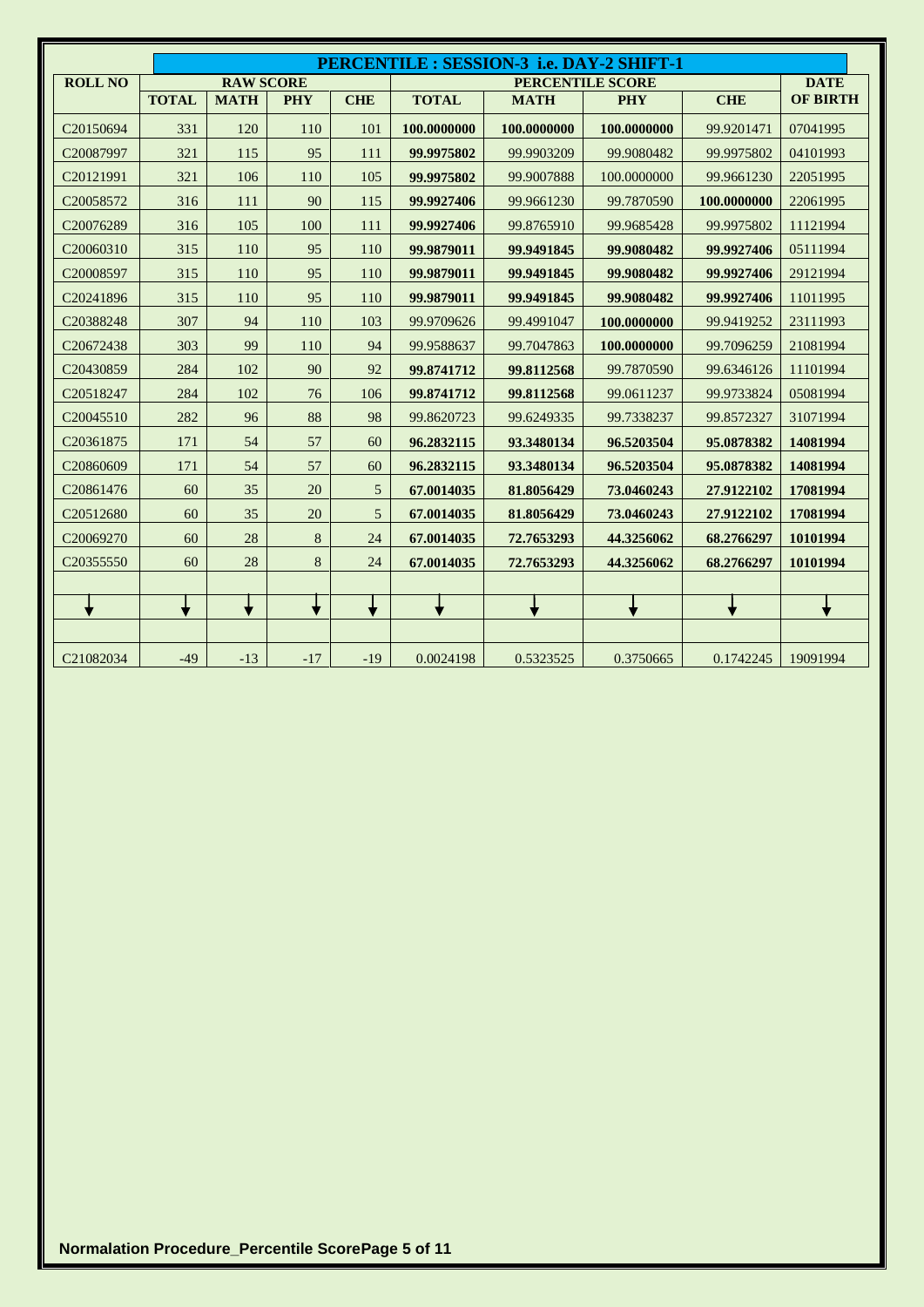## PERCENTILE : SESSION-3 i.e. DAY-2 SHIFT-1

| ROLL NO | RAW SCORE | | | | PERCENTILE SCORE | | | | DATE OF BIRTH |
|---|---|---|---|---|---|---|---|---|---|
| | TOTAL | MATH | PHY | CHE | TOTAL | MATH | PHY | CHE | |
| C20150694 | 331 | 120 | 110 | 101 | **100.0000000** | **100.0000000** | **100.0000000** | 99.9201471 | 07041995 |
| C20087997 | 321 | 115 | 95 | 111 | **99.9975802** | 99.9903209 | 99.9080482 | 99.9975802 | 04101993 |
| C20121991 | 321 | 106 | 110 | 105 | **99.9975802** | 99.9007888 | 100.0000000 | 99.9661230 | 22051995 |
| C20058572 | 316 | 111 | 90 | 115 | **99.9927406** | 99.9661230 | 99.7870590 | **100.0000000** | 22061995 |
| C20076289 | 316 | 105 | 100 | 111 | **99.9927406** | 99.8765910 | 99.9685428 | 99.9975802 | 11121994 |
| C20060310 | 315 | 110 | 95 | 110 | **99.9879011** | **99.9491845** | **99.9080482** | **99.9927406** | 05111994 |
| C20008597 | 315 | 110 | 95 | 110 | **99.9879011** | **99.9491845** | **99.9080482** | **99.9927406** | 29121994 |
| C20241896 | 315 | 110 | 95 | 110 | **99.9879011** | **99.9491845** | **99.9080482** | **99.9927406** | 11011995 |
| C20388248 | 307 | 94 | 110 | 103 | 99.9709626 | 99.4991047 | **100.0000000** | 99.9419252 | 23111993 |
| C20672438 | 303 | 99 | 110 | 94 | 99.9588637 | 99.7047863 | **100.0000000** | 99.7096259 | 21081994 |
| C20430859 | 284 | 102 | 90 | 92 | **99.8741712** | **99.8112568** | 99.7870590 | 99.6346126 | 11101994 |
| C20518247 | 284 | 102 | 76 | 106 | **99.8741712** | **99.8112568** | 99.0611237 | 99.9733824 | 05081994 |
| C20045510 | 282 | 96 | 88 | 98 | 99.8620723 | 99.6249335 | 99.7338237 | 99.8572327 | 31071994 |
| C20361875 | 171 | 54 | 57 | 60 | **96.2832115** | **93.3480134** | **96.5203504** | **95.0878382** | **14081994** |
| C20860609 | 171 | 54 | 57 | 60 | **96.2832115** | **93.3480134** | **96.5203504** | **95.0878382** | **14081994** |
| C20861476 | 60 | 35 | 20 | 5 | **67.0014035** | **81.8056429** | **73.0460243** | **27.9122102** | **17081994** |
| C20512680 | 60 | 35 | 20 | 5 | **67.0014035** | **81.8056429** | **73.0460243** | **27.9122102** | **17081994** |
| C20069270 | 60 | 28 | 8 | 24 | **67.0014035** | **72.7653293** | **44.3256062** | **68.2766297** | **10101994** |
| C20355550 | 60 | 28 | 8 | 24 | **67.0014035** | **72.7653293** | **44.3256062** | **68.2766297** | **10101994** |
| | | | | | | | | | |
| ↓ | ↓ | ↓ | ↓ | ↓ | ↓ | ↓ | ↓ | ↓ | ↓ |
| | | | | | | | | | |
| C21082034 | -49 | -13 | -17 | -19 | 0.0024198 | 0.5323525 | 0.3750665 | 0.1742245 | 19091994 |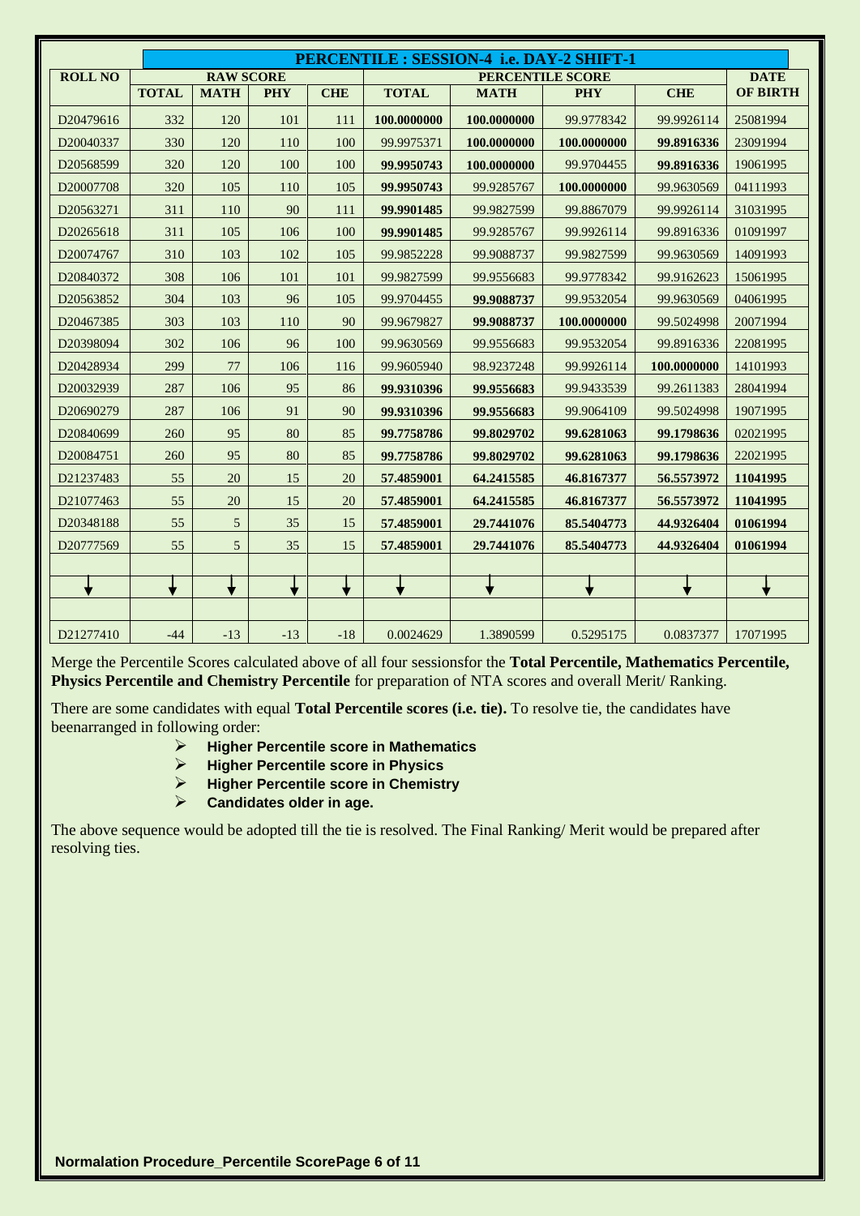| ROLL NO | PERCENTILE : SESSION-4 i.e. DAY-2 SHIFT-1 | | | | | | | | DATE OF BIRTH |
|---|---|---|---|---|---|---|---|---|---|
| | RAW SCORE | | | | PERCENTILE SCORE | | | | |
| | TOTAL | MATH | PHY | CHE | TOTAL | MATH | PHY | CHE | |
| D20479616 | 332 | 120 | 101 | 111 | **100.0000000** | **100.0000000** | 99.9778342 | 99.9926114 | 25081994 |
| D20040337 | 330 | 120 | 110 | 100 | 99.9975371 | **100.0000000** | **100.0000000** | **99.8916336** | 23091994 |
| D20568599 | 320 | 120 | 100 | 100 | **99.9950743** | **100.0000000** | 99.9704455 | **99.8916336** | 19061995 |
| D20007708 | 320 | 105 | 110 | 105 | **99.9950743** | 99.9285767 | **100.0000000** | 99.9630569 | 04111993 |
| D20563271 | 311 | 110 | 90 | 111 | **99.9901485** | 99.9827599 | 99.8867079 | 99.9926114 | 31031995 |
| D20265618 | 311 | 105 | 106 | 100 | **99.9901485** | 99.9285767 | 99.9926114 | 99.8916336 | 01091997 |
| D20074767 | 310 | 103 | 102 | 105 | 99.9852228 | 99.9088737 | 99.9827599 | 99.9630569 | 14091993 |
| D20840372 | 308 | 106 | 101 | 101 | 99.9827599 | 99.9556683 | 99.9778342 | 99.9162623 | 15061995 |
| D20563852 | 304 | 103 | 96 | 105 | 99.9704455 | **99.9088737** | 99.9532054 | 99.9630569 | 04061995 |
| D20467385 | 303 | 103 | 110 | 90 | 99.9679827 | **99.9088737** | **100.0000000** | 99.5024998 | 20071994 |
| D20398094 | 302 | 106 | 96 | 100 | 99.9630569 | 99.9556683 | 99.9532054 | 99.8916336 | 22081995 |
| D20428934 | 299 | 77 | 106 | 116 | 99.9605940 | 98.9237248 | 99.9926114 | **100.0000000** | 14101993 |
| D20032939 | 287 | 106 | 95 | 86 | **99.9310396** | **99.9556683** | 99.9433539 | 99.2611383 | 28041994 |
| D20690279 | 287 | 106 | 91 | 90 | **99.9310396** | **99.9556683** | 99.9064109 | 99.5024998 | 19071995 |
| D20840699 | 260 | 95 | 80 | 85 | **99.7758786** | **99.8029702** | **99.6281063** | **99.1798636** | 02021995 |
| D20084751 | 260 | 95 | 80 | 85 | **99.7758786** | **99.8029702** | **99.6281063** | **99.1798636** | 22021995 |
| D21237483 | 55 | 20 | 15 | 20 | **57.4859001** | **64.2415585** | **46.8167377** | **56.5573972** | **11041995** |
| D21077463 | 55 | 20 | 15 | 20 | **57.4859001** | **64.2415585** | **46.8167377** | **56.5573972** | **11041995** |
| D20348188 | 55 | 5 | 35 | 15 | **57.4859001** | **29.7441076** | **85.5404773** | **44.9326404** | **01061994** |
| D20777569 | 55 | 5 | 35 | 15 | **57.4859001** | **29.7441076** | **85.5404773** | **44.9326404** | **01061994** |
| | | | | | | | | | |
| ↓ | ↓ | ↓ | ↓ | ↓ | ↓ | ↓ | ↓ | ↓ | ↓ |
| | | | | | | | | | |
| D21277410 | -44 | -13 | -13 | -18 | 0.0024629 | 1.3890599 | 0.5295175 | 0.0837377 | 17071995 |

Merge the Percentile Scores calculated above of all four sessionsfor the **Total Percentile, Mathematics Percentile, Physics Percentile and Chemistry Percentile** for preparation of NTA scores and overall Merit/ Ranking.

There are some candidates with equal **Total Percentile scores (i.e. tie).** To resolve tie, the candidates have beenarranged in following order:

- **Higher Percentile score in Mathematics**
- **Higher Percentile score in Physics**
- **Higher Percentile score in Chemistry**
- **Candidates older in age.**

The above sequence would be adopted till the tie is resolved. The Final Ranking/ Merit would be prepared after resolving ties.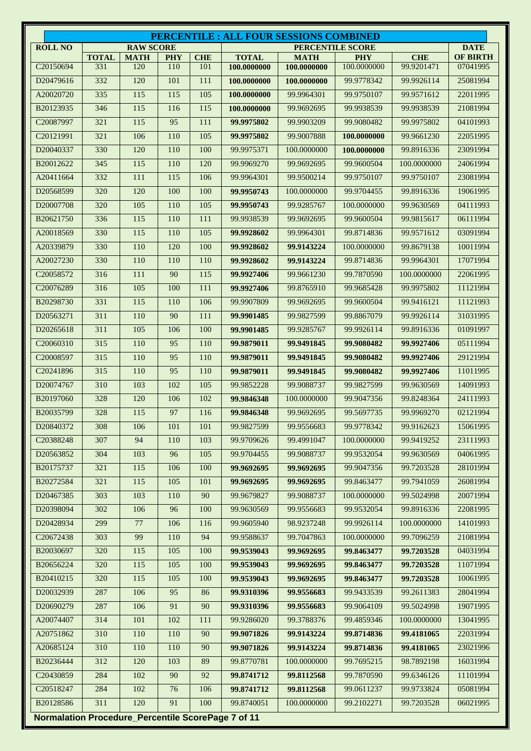# PERCENTILE : ALL FOUR SESSIONS COMBINED

| ROLL NO | RAW SCORE | | | | PERCENTILE SCORE | | | | DATE OF BIRTH |
|---|---|---|---|---|---|---|---|---|---|
| | TOTAL | MATH | PHY | CHE | TOTAL | MATH | PHY | CHE | |
| C20150694 | 331 | 120 | 110 | 101 | **100.0000000** | **100.0000000** | 100.0000000 | 99.9201471 | 07041995 |
| D20479616 | 332 | 120 | 101 | 111 | **100.0000000** | **100.0000000** | 99.9778342 | 99.9926114 | 25081994 |
| A20020720 | 335 | 115 | 115 | 105 | **100.0000000** | 99.9964301 | 99.9750107 | 99.9571612 | 22011995 |
| B20123935 | 346 | 115 | 116 | 115 | **100.0000000** | 99.9692695 | 99.9938539 | 99.9938539 | 21081994 |
| C20087997 | 321 | 115 | 95 | 111 | **99.9975802** | 99.9903209 | 99.9080482 | 99.9975802 | 04101993 |
| C20121991 | 321 | 106 | 110 | 105 | **99.9975802** | 99.9007888 | **100.0000000** | 99.9661230 | 22051995 |
| D20040337 | 330 | 120 | 110 | 100 | 99.9975371 | 100.0000000 | **100.0000000** | 99.8916336 | 23091994 |
| B20012622 | 345 | 115 | 110 | 120 | 99.9969270 | 99.9692695 | 99.9600504 | 100.0000000 | 24061994 |
| A20411664 | 332 | 111 | 115 | 106 | 99.9964301 | 99.9500214 | 99.9750107 | 99.9750107 | 23081994 |
| D20568599 | 320 | 120 | 100 | 100 | **99.9950743** | 100.0000000 | 99.9704455 | 99.8916336 | 19061995 |
| D20007708 | 320 | 105 | 110 | 105 | **99.9950743** | 99.9285767 | 100.0000000 | 99.9630569 | 04111993 |
| B20621750 | 336 | 115 | 110 | 111 | 99.9938539 | 99.9692695 | 99.9600504 | 99.9815617 | 06111994 |
| A20018569 | 330 | 115 | 110 | 105 | **99.9928602** | 99.9964301 | 99.8714836 | 99.9571612 | 03091994 |
| A20339879 | 330 | 110 | 120 | 100 | **99.9928602** | **99.9143224** | 100.0000000 | 99.8679138 | 10011994 |
| A20027230 | 330 | 110 | 110 | 110 | **99.9928602** | **99.9143224** | 99.8714836 | 99.9964301 | 17071994 |
| C20058572 | 316 | 111 | 90 | 115 | **99.9927406** | 99.9661230 | 99.7870590 | 100.0000000 | 22061995 |
| C20076289 | 316 | 105 | 100 | 111 | **99.9927406** | 99.8765910 | 99.9685428 | 99.9975802 | 11121994 |
| B20298730 | 331 | 115 | 110 | 106 | 99.9907809 | 99.9692695 | 99.9600504 | 99.9416121 | 11121993 |
| D20563271 | 311 | 110 | 90 | 111 | **99.9901485** | 99.9827599 | 99.8867079 | 99.9926114 | 31031995 |
| D20265618 | 311 | 105 | 106 | 100 | **99.9901485** | 99.9285767 | 99.9926114 | 99.8916336 | 01091997 |
| C20060310 | 315 | 110 | 95 | 110 | **99.9879011** | **99.9491845** | **99.9080482** | **99.9927406** | 05111994 |
| C20008597 | 315 | 110 | 95 | 110 | **99.9879011** | **99.9491845** | **99.9080482** | **99.9927406** | 29121994 |
| C20241896 | 315 | 110 | 95 | 110 | **99.9879011** | **99.9491845** | **99.9080482** | **99.9927406** | 11011995 |
| D20074767 | 310 | 103 | 102 | 105 | 99.9852228 | 99.9088737 | 99.9827599 | 99.9630569 | 14091993 |
| B20197060 | 328 | 120 | 106 | 102 | **99.9846348** | 100.0000000 | 99.9047356 | 99.8248364 | 24111993 |
| B20035799 | 328 | 115 | 97 | 116 | **99.9846348** | 99.9692695 | 99.5697735 | 99.9969270 | 02121994 |
| D20840372 | 308 | 106 | 101 | 101 | 99.9827599 | 99.9556683 | 99.9778342 | 99.9162623 | 15061995 |
| C20388248 | 307 | 94 | 110 | 103 | 99.9709626 | 99.4991047 | 100.0000000 | 99.9419252 | 23111993 |
| D20563852 | 304 | 103 | 96 | 105 | 99.9704455 | 99.9088737 | 99.9532054 | 99.9630569 | 04061995 |
| B20175737 | 321 | 115 | 106 | 100 | **99.9692695** | **99.9692695** | 99.9047356 | 99.7203528 | 28101994 |
| B20272584 | 321 | 115 | 105 | 101 | **99.9692695** | **99.9692695** | 99.8463477 | 99.7941059 | 26081994 |
| D20467385 | 303 | 103 | 110 | 90 | 99.9679827 | 99.9088737 | 100.0000000 | 99.5024998 | 20071994 |
| D20398094 | 302 | 106 | 96 | 100 | 99.9630569 | 99.9556683 | 99.9532054 | 99.8916336 | 22081995 |
| D20428934 | 299 | 77 | 106 | 116 | 99.9605940 | 98.9237248 | 99.9926114 | 100.0000000 | 14101993 |
| C20672438 | 303 | 99 | 110 | 94 | 99.9588637 | 99.7047863 | 100.0000000 | 99.7096259 | 21081994 |
| B20030697 | 320 | 115 | 105 | 100 | **99.9539043** | **99.9692695** | **99.8463477** | **99.7203528** | 04031994 |
| B20656224 | 320 | 115 | 105 | 100 | **99.9539043** | **99.9692695** | **99.8463477** | **99.7203528** | 11071994 |
| B20410215 | 320 | 115 | 105 | 100 | **99.9539043** | **99.9692695** | **99.8463477** | **99.7203528** | 10061995 |
| D20032939 | 287 | 106 | 95 | 86 | **99.9310396** | **99.9556683** | 99.9433539 | 99.2611383 | 28041994 |
| D20690279 | 287 | 106 | 91 | 90 | **99.9310396** | **99.9556683** | 99.9064109 | 99.5024998 | 19071995 |
| A20074407 | 314 | 101 | 102 | 111 | 99.9286020 | 99.3788376 | 99.4859346 | 100.0000000 | 13041995 |
| A20751862 | 310 | 110 | 110 | 90 | **99.9071826** | **99.9143224** | **99.8714836** | **99.4181065** | 22031994 |
| A20685124 | 310 | 110 | 110 | 90 | **99.9071826** | **99.9143224** | **99.8714836** | **99.4181065** | 23021996 |
| B20236444 | 312 | 120 | 103 | 89 | 99.8770781 | 100.0000000 | 99.7695215 | 98.7892198 | 16031994 |
| C20430859 | 284 | 102 | 90 | 92 | **99.8741712** | **99.8112568** | 99.7870590 | 99.6346126 | 11101994 |
| C20518247 | 284 | 102 | 76 | 106 | **99.8741712** | **99.8112568** | 99.0611237 | 99.9733824 | 05081994 |
| B20128586 | 311 | 120 | 91 | 100 | 99.8740051 | 100.0000000 | 99.2102271 | 99.7203528 | 06021995 |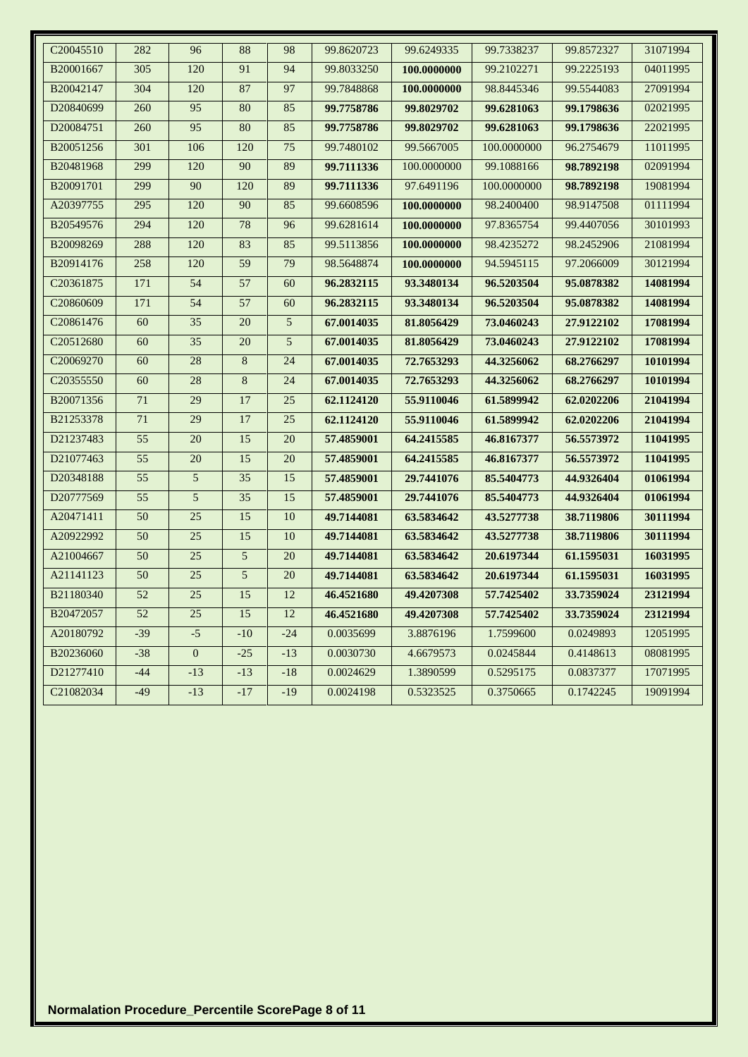| | | | | | | | | | |
|---|---|---|---|---|---|---|---|---|---|
| C20045510 | 282 | 96 | 88 | 98 | 99.8620723 | 99.6249335 | 99.7338237 | 99.8572327 | 31071994 |
| B20001667 | 305 | 120 | 91 | 94 | 99.8033250 | **100.0000000** | 99.2102271 | 99.2225193 | 04011995 |
| B20042147 | 304 | 120 | 87 | 97 | 99.7848868 | **100.0000000** | 98.8445346 | 99.5544083 | 27091994 |
| D20840699 | 260 | 95 | 80 | 85 | **99.7758786** | **99.8029702** | **99.6281063** | **99.1798636** | 02021995 |
| D20084751 | 260 | 95 | 80 | 85 | **99.7758786** | **99.8029702** | **99.6281063** | **99.1798636** | 22021995 |
| B20051256 | 301 | 106 | 120 | 75 | 99.7480102 | 99.5667005 | 100.0000000 | 96.2754679 | 11011995 |
| B20481968 | 299 | 120 | 90 | 89 | **99.7111336** | 100.0000000 | 99.1088166 | **98.7892198** | 02091994 |
| B20091701 | 299 | 90 | 120 | 89 | **99.7111336** | 97.6491196 | 100.0000000 | **98.7892198** | 19081994 |
| A20397755 | 295 | 120 | 90 | 85 | 99.6608596 | **100.0000000** | 98.2400400 | 98.9147508 | 01111994 |
| B20549576 | 294 | 120 | 78 | 96 | 99.6281614 | **100.0000000** | 97.8365754 | 99.4407056 | 30101993 |
| B20098269 | 288 | 120 | 83 | 85 | 99.5113856 | **100.0000000** | 98.4235272 | 98.2452906 | 21081994 |
| B20914176 | 258 | 120 | 59 | 79 | 98.5648874 | **100.0000000** | 94.5945115 | 97.2066009 | 30121994 |
| C20361875 | 171 | 54 | 57 | 60 | **96.2832115** | **93.3480134** | **96.5203504** | **95.0878382** | **14081994** |
| C20860609 | 171 | 54 | 57 | 60 | **96.2832115** | **93.3480134** | **96.5203504** | **95.0878382** | **14081994** |
| C20861476 | 60 | 35 | 20 | 5 | **67.0014035** | **81.8056429** | **73.0460243** | **27.9122102** | **17081994** |
| C20512680 | 60 | 35 | 20 | 5 | **67.0014035** | **81.8056429** | **73.0460243** | **27.9122102** | **17081994** |
| C20069270 | 60 | 28 | 8 | 24 | **67.0014035** | **72.7653293** | **44.3256062** | **68.2766297** | **10101994** |
| C20355550 | 60 | 28 | 8 | 24 | **67.0014035** | **72.7653293** | **44.3256062** | **68.2766297** | **10101994** |
| B20071356 | 71 | 29 | 17 | 25 | **62.1124120** | **55.9110046** | **61.5899942** | **62.0202206** | **21041994** |
| B21253378 | 71 | 29 | 17 | 25 | **62.1124120** | **55.9110046** | **61.5899942** | **62.0202206** | **21041994** |
| D21237483 | 55 | 20 | 15 | 20 | **57.4859001** | **64.2415585** | **46.8167377** | **56.5573972** | **11041995** |
| D21077463 | 55 | 20 | 15 | 20 | **57.4859001** | **64.2415585** | **46.8167377** | **56.5573972** | **11041995** |
| D20348188 | 55 | 5 | 35 | 15 | **57.4859001** | **29.7441076** | **85.5404773** | **44.9326404** | **01061994** |
| D20777569 | 55 | 5 | 35 | 15 | **57.4859001** | **29.7441076** | **85.5404773** | **44.9326404** | **01061994** |
| A20471411 | 50 | 25 | 15 | 10 | **49.7144081** | **63.5834642** | **43.5277738** | **38.7119806** | **30111994** |
| A20922992 | 50 | 25 | 15 | 10 | **49.7144081** | **63.5834642** | **43.5277738** | **38.7119806** | **30111994** |
| A21004667 | 50 | 25 | 5 | 20 | **49.7144081** | **63.5834642** | **20.6197344** | **61.1595031** | **16031995** |
| A21141123 | 50 | 25 | 5 | 20 | **49.7144081** | **63.5834642** | **20.6197344** | **61.1595031** | **16031995** |
| B21180340 | 52 | 25 | 15 | 12 | **46.4521680** | **49.4207308** | **57.7425402** | **33.7359024** | **23121994** |
| B20472057 | 52 | 25 | 15 | 12 | **46.4521680** | **49.4207308** | **57.7425402** | **33.7359024** | **23121994** |
| A20180792 | -39 | -5 | -10 | -24 | 0.0035699 | 3.8876196 | 1.7599600 | 0.0249893 | 12051995 |
| B20236060 | -38 | 0 | -25 | -13 | 0.0030730 | 4.6679573 | 0.0245844 | 0.4148613 | 08081995 |
| D21277410 | -44 | -13 | -13 | -18 | 0.0024629 | 1.3890599 | 0.5295175 | 0.0837377 | 17071995 |
| C21082034 | -49 | -13 | -17 | -19 | 0.0024198 | 0.5323525 | 0.3750665 | 0.1742245 | 19091994 |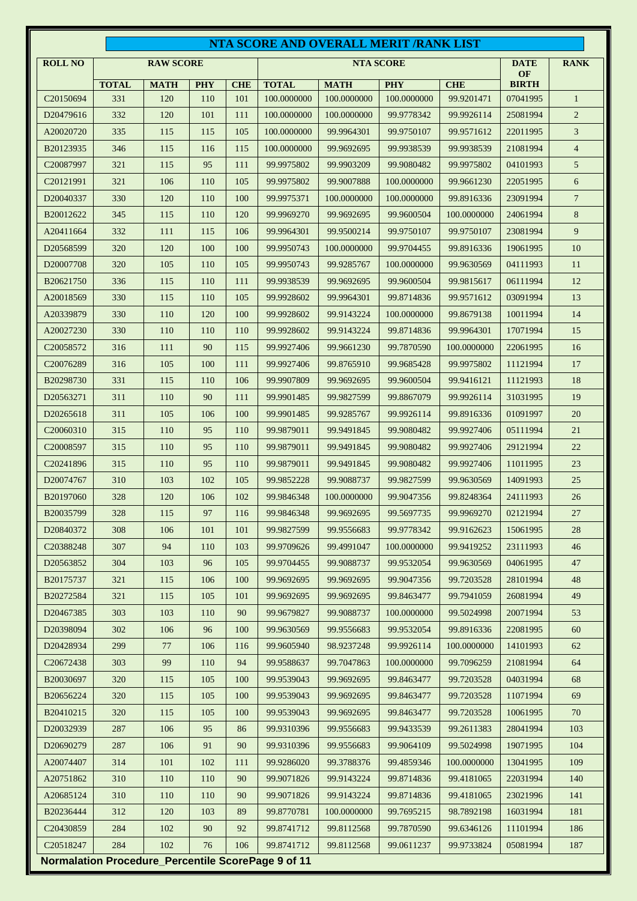## NTA SCORE AND OVERALL MERIT /RANK LIST

| ROLL NO | RAW SCORE | | | | NTA SCORE | | | | DATE OF BIRTH | RANK |
|---|---|---|---|---|---|---|---|---|---|---|
| | TOTAL | MATH | PHY | CHE | TOTAL | MATH | PHY | CHE | | |
| C20150694 | 331 | 120 | 110 | 101 | 100.0000000 | 100.0000000 | 100.0000000 | 99.9201471 | 07041995 | 1 |
| D20479616 | 332 | 120 | 101 | 111 | 100.0000000 | 100.0000000 | 99.9778342 | 99.9926114 | 25081994 | 2 |
| A20020720 | 335 | 115 | 115 | 105 | 100.0000000 | 99.9964301 | 99.9750107 | 99.9571612 | 22011995 | 3 |
| B20123935 | 346 | 115 | 116 | 115 | 100.0000000 | 99.9692695 | 99.9938539 | 99.9938539 | 21081994 | 4 |
| C20087997 | 321 | 115 | 95 | 111 | 99.9975802 | 99.9903209 | 99.9080482 | 99.9975802 | 04101993 | 5 |
| C20121991 | 321 | 106 | 110 | 105 | 99.9975802 | 99.9007888 | 100.0000000 | 99.9661230 | 22051995 | 6 |
| D20040337 | 330 | 120 | 110 | 100 | 99.9975371 | 100.0000000 | 100.0000000 | 99.8916336 | 23091994 | 7 |
| B20012622 | 345 | 115 | 110 | 120 | 99.9969270 | 99.9692695 | 99.9600504 | 100.0000000 | 24061994 | 8 |
| A20411664 | 332 | 111 | 115 | 106 | 99.9964301 | 99.9500214 | 99.9750107 | 99.9750107 | 23081994 | 9 |
| D20568599 | 320 | 120 | 100 | 100 | 99.9950743 | 100.0000000 | 99.9704455 | 99.8916336 | 19061995 | 10 |
| D20007708 | 320 | 105 | 110 | 105 | 99.9950743 | 99.9285767 | 100.0000000 | 99.9630569 | 04111993 | 11 |
| B20621750 | 336 | 115 | 110 | 111 | 99.9938539 | 99.9692695 | 99.9600504 | 99.9815617 | 06111994 | 12 |
| A20018569 | 330 | 115 | 110 | 105 | 99.9928602 | 99.9964301 | 99.8714836 | 99.9571612 | 03091994 | 13 |
| A20339879 | 330 | 110 | 120 | 100 | 99.9928602 | 99.9143224 | 100.0000000 | 99.8679138 | 10011994 | 14 |
| A20027230 | 330 | 110 | 110 | 110 | 99.9928602 | 99.9143224 | 99.8714836 | 99.9964301 | 17071994 | 15 |
| C20058572 | 316 | 111 | 90 | 115 | 99.9927406 | 99.9661230 | 99.7870590 | 100.0000000 | 22061995 | 16 |
| C20076289 | 316 | 105 | 100 | 111 | 99.9927406 | 99.8765910 | 99.9685428 | 99.9975802 | 11121994 | 17 |
| B20298730 | 331 | 115 | 110 | 106 | 99.9907809 | 99.9692695 | 99.9600504 | 99.9416121 | 11121993 | 18 |
| D20563271 | 311 | 110 | 90 | 111 | 99.9901485 | 99.9827599 | 99.8867079 | 99.9926114 | 31031995 | 19 |
| D20265618 | 311 | 105 | 106 | 100 | 99.9901485 | 99.9285767 | 99.9926114 | 99.8916336 | 01091997 | 20 |
| C20060310 | 315 | 110 | 95 | 110 | 99.9879011 | 99.9491845 | 99.9080482 | 99.9927406 | 05111994 | 21 |
| C20008597 | 315 | 110 | 95 | 110 | 99.9879011 | 99.9491845 | 99.9080482 | 99.9927406 | 29121994 | 22 |
| C20241896 | 315 | 110 | 95 | 110 | 99.9879011 | 99.9491845 | 99.9080482 | 99.9927406 | 11011995 | 23 |
| D20074767 | 310 | 103 | 102 | 105 | 99.9852228 | 99.9088737 | 99.9827599 | 99.9630569 | 14091993 | 25 |
| B20197060 | 328 | 120 | 106 | 102 | 99.9846348 | 100.0000000 | 99.9047356 | 99.8248364 | 24111993 | 26 |
| B20035799 | 328 | 115 | 97 | 116 | 99.9846348 | 99.9692695 | 99.5697735 | 99.9969270 | 02121994 | 27 |
| D20840372 | 308 | 106 | 101 | 101 | 99.9827599 | 99.9556683 | 99.9778342 | 99.9162623 | 15061995 | 28 |
| C20388248 | 307 | 94 | 110 | 103 | 99.9709626 | 99.4991047 | 100.0000000 | 99.9419252 | 23111993 | 46 |
| D20563852 | 304 | 103 | 96 | 105 | 99.9704455 | 99.9088737 | 99.9532054 | 99.9630569 | 04061995 | 47 |
| B20175737 | 321 | 115 | 106 | 100 | 99.9692695 | 99.9692695 | 99.9047356 | 99.7203528 | 28101994 | 48 |
| B20272584 | 321 | 115 | 105 | 101 | 99.9692695 | 99.9692695 | 99.8463477 | 99.7941059 | 26081994 | 49 |
| D20467385 | 303 | 103 | 110 | 90 | 99.9679827 | 99.9088737 | 100.0000000 | 99.5024998 | 20071994 | 53 |
| D20398094 | 302 | 106 | 96 | 100 | 99.9630569 | 99.9556683 | 99.9532054 | 99.8916336 | 22081995 | 60 |
| D20428934 | 299 | 77 | 106 | 116 | 99.9605940 | 98.9237248 | 99.9926114 | 100.0000000 | 14101993 | 62 |
| C20672438 | 303 | 99 | 110 | 94 | 99.9588637 | 99.7047863 | 100.0000000 | 99.7096259 | 21081994 | 64 |
| B20030697 | 320 | 115 | 105 | 100 | 99.9539043 | 99.9692695 | 99.8463477 | 99.7203528 | 04031994 | 68 |
| B20656224 | 320 | 115 | 105 | 100 | 99.9539043 | 99.9692695 | 99.8463477 | 99.7203528 | 11071994 | 69 |
| B20410215 | 320 | 115 | 105 | 100 | 99.9539043 | 99.9692695 | 99.8463477 | 99.7203528 | 10061995 | 70 |
| D20032939 | 287 | 106 | 95 | 86 | 99.9310396 | 99.9556683 | 99.9433539 | 99.2611383 | 28041994 | 103 |
| D20690279 | 287 | 106 | 91 | 90 | 99.9310396 | 99.9556683 | 99.9064109 | 99.5024998 | 19071995 | 104 |
| A20074407 | 314 | 101 | 102 | 111 | 99.9286020 | 99.3788376 | 99.4859346 | 100.0000000 | 13041995 | 109 |
| A20751862 | 310 | 110 | 110 | 90 | 99.9071826 | 99.9143224 | 99.8714836 | 99.4181065 | 22031994 | 140 |
| A20685124 | 310 | 110 | 110 | 90 | 99.9071826 | 99.9143224 | 99.8714836 | 99.4181065 | 23021996 | 141 |
| B20236444 | 312 | 120 | 103 | 89 | 99.8770781 | 100.0000000 | 99.7695215 | 98.7892198 | 16031994 | 181 |
| C20430859 | 284 | 102 | 90 | 92 | 99.8741712 | 99.8112568 | 99.7870590 | 99.6346126 | 11101994 | 186 |
| C20518247 | 284 | 102 | 76 | 106 | 99.8741712 | 99.8112568 | 99.0611237 | 99.9733824 | 05081994 | 187 |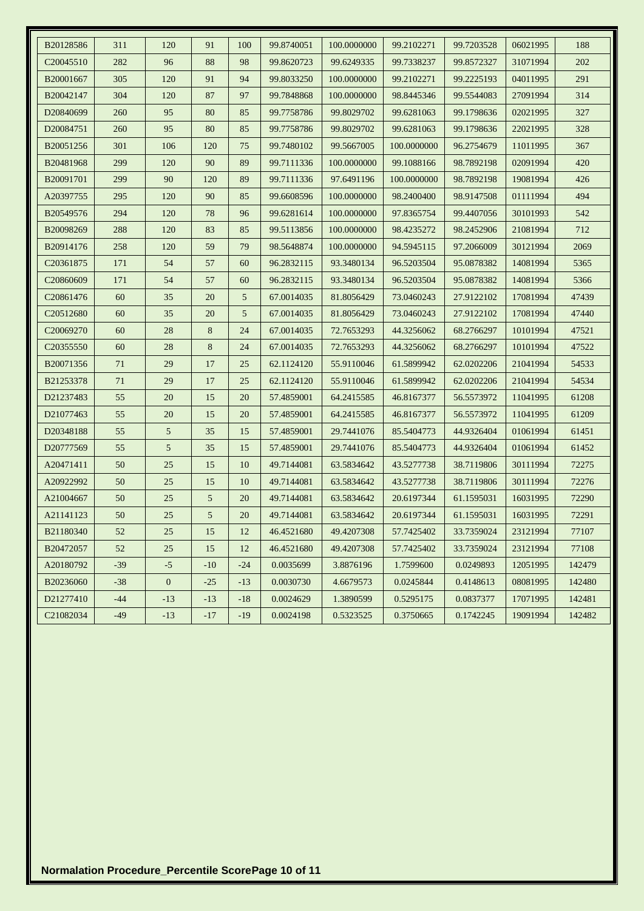| B20128586 | 311 | 120 | 91 | 100 | 99.8740051 | 100.0000000 | 99.2102271 | 99.7203528 | 06021995 | 188 |
|---|---|---|---|---|---|---|---|---|---|---|
| C20045510 | 282 | 96 | 88 | 98 | 99.8620723 | 99.6249335 | 99.7338237 | 99.8572327 | 31071994 | 202 |
| B20001667 | 305 | 120 | 91 | 94 | 99.8033250 | 100.0000000 | 99.2102271 | 99.2225193 | 04011995 | 291 |
| B20042147 | 304 | 120 | 87 | 97 | 99.7848868 | 100.0000000 | 98.8445346 | 99.5544083 | 27091994 | 314 |
| D20840699 | 260 | 95 | 80 | 85 | 99.7758786 | 99.8029702 | 99.6281063 | 99.1798636 | 02021995 | 327 |
| D20084751 | 260 | 95 | 80 | 85 | 99.7758786 | 99.8029702 | 99.6281063 | 99.1798636 | 22021995 | 328 |
| B20051256 | 301 | 106 | 120 | 75 | 99.7480102 | 99.5667005 | 100.0000000 | 96.2754679 | 11011995 | 367 |
| B20481968 | 299 | 120 | 90 | 89 | 99.7111336 | 100.0000000 | 99.1088166 | 98.7892198 | 02091994 | 420 |
| B20091701 | 299 | 90 | 120 | 89 | 99.7111336 | 97.6491196 | 100.0000000 | 98.7892198 | 19081994 | 426 |
| A20397755 | 295 | 120 | 90 | 85 | 99.6608596 | 100.0000000 | 98.2400400 | 98.9147508 | 01111994 | 494 |
| B20549576 | 294 | 120 | 78 | 96 | 99.6281614 | 100.0000000 | 97.8365754 | 99.4407056 | 30101993 | 542 |
| B20098269 | 288 | 120 | 83 | 85 | 99.5113856 | 100.0000000 | 98.4235272 | 98.2452906 | 21081994 | 712 |
| B20914176 | 258 | 120 | 59 | 79 | 98.5648874 | 100.0000000 | 94.5945115 | 97.2066009 | 30121994 | 2069 |
| C20361875 | 171 | 54 | 57 | 60 | 96.2832115 | 93.3480134 | 96.5203504 | 95.0878382 | 14081994 | 5365 |
| C20860609 | 171 | 54 | 57 | 60 | 96.2832115 | 93.3480134 | 96.5203504 | 95.0878382 | 14081994 | 5366 |
| C20861476 | 60 | 35 | 20 | 5 | 67.0014035 | 81.8056429 | 73.0460243 | 27.9122102 | 17081994 | 47439 |
| C20512680 | 60 | 35 | 20 | 5 | 67.0014035 | 81.8056429 | 73.0460243 | 27.9122102 | 17081994 | 47440 |
| C20069270 | 60 | 28 | 8 | 24 | 67.0014035 | 72.7653293 | 44.3256062 | 68.2766297 | 10101994 | 47521 |
| C20355550 | 60 | 28 | 8 | 24 | 67.0014035 | 72.7653293 | 44.3256062 | 68.2766297 | 10101994 | 47522 |
| B20071356 | 71 | 29 | 17 | 25 | 62.1124120 | 55.9110046 | 61.5899942 | 62.0202206 | 21041994 | 54533 |
| B21253378 | 71 | 29 | 17 | 25 | 62.1124120 | 55.9110046 | 61.5899942 | 62.0202206 | 21041994 | 54534 |
| D21237483 | 55 | 20 | 15 | 20 | 57.4859001 | 64.2415585 | 46.8167377 | 56.5573972 | 11041995 | 61208 |
| D21077463 | 55 | 20 | 15 | 20 | 57.4859001 | 64.2415585 | 46.8167377 | 56.5573972 | 11041995 | 61209 |
| D20348188 | 55 | 5 | 35 | 15 | 57.4859001 | 29.7441076 | 85.5404773 | 44.9326404 | 01061994 | 61451 |
| D20777569 | 55 | 5 | 35 | 15 | 57.4859001 | 29.7441076 | 85.5404773 | 44.9326404 | 01061994 | 61452 |
| A20471411 | 50 | 25 | 15 | 10 | 49.7144081 | 63.5834642 | 43.5277738 | 38.7119806 | 30111994 | 72275 |
| A20922992 | 50 | 25 | 15 | 10 | 49.7144081 | 63.5834642 | 43.5277738 | 38.7119806 | 30111994 | 72276 |
| A21004667 | 50 | 25 | 5 | 20 | 49.7144081 | 63.5834642 | 20.6197344 | 61.1595031 | 16031995 | 72290 |
| A21141123 | 50 | 25 | 5 | 20 | 49.7144081 | 63.5834642 | 20.6197344 | 61.1595031 | 16031995 | 72291 |
| B21180340 | 52 | 25 | 15 | 12 | 46.4521680 | 49.4207308 | 57.7425402 | 33.7359024 | 23121994 | 77107 |
| B20472057 | 52 | 25 | 15 | 12 | 46.4521680 | 49.4207308 | 57.7425402 | 33.7359024 | 23121994 | 77108 |
| A20180792 | -39 | -5 | -10 | -24 | 0.0035699 | 3.8876196 | 1.7599600 | 0.0249893 | 12051995 | 142479 |
| B20236060 | -38 | 0 | -25 | -13 | 0.0030730 | 4.6679573 | 0.0245844 | 0.4148613 | 08081995 | 142480 |
| D21277410 | -44 | -13 | -13 | -18 | 0.0024629 | 1.3890599 | 0.5295175 | 0.0837377 | 17071995 | 142481 |
| C21082034 | -49 | -13 | -17 | -19 | 0.0024198 | 0.5323525 | 0.3750665 | 0.1742245 | 19091994 | 142482 |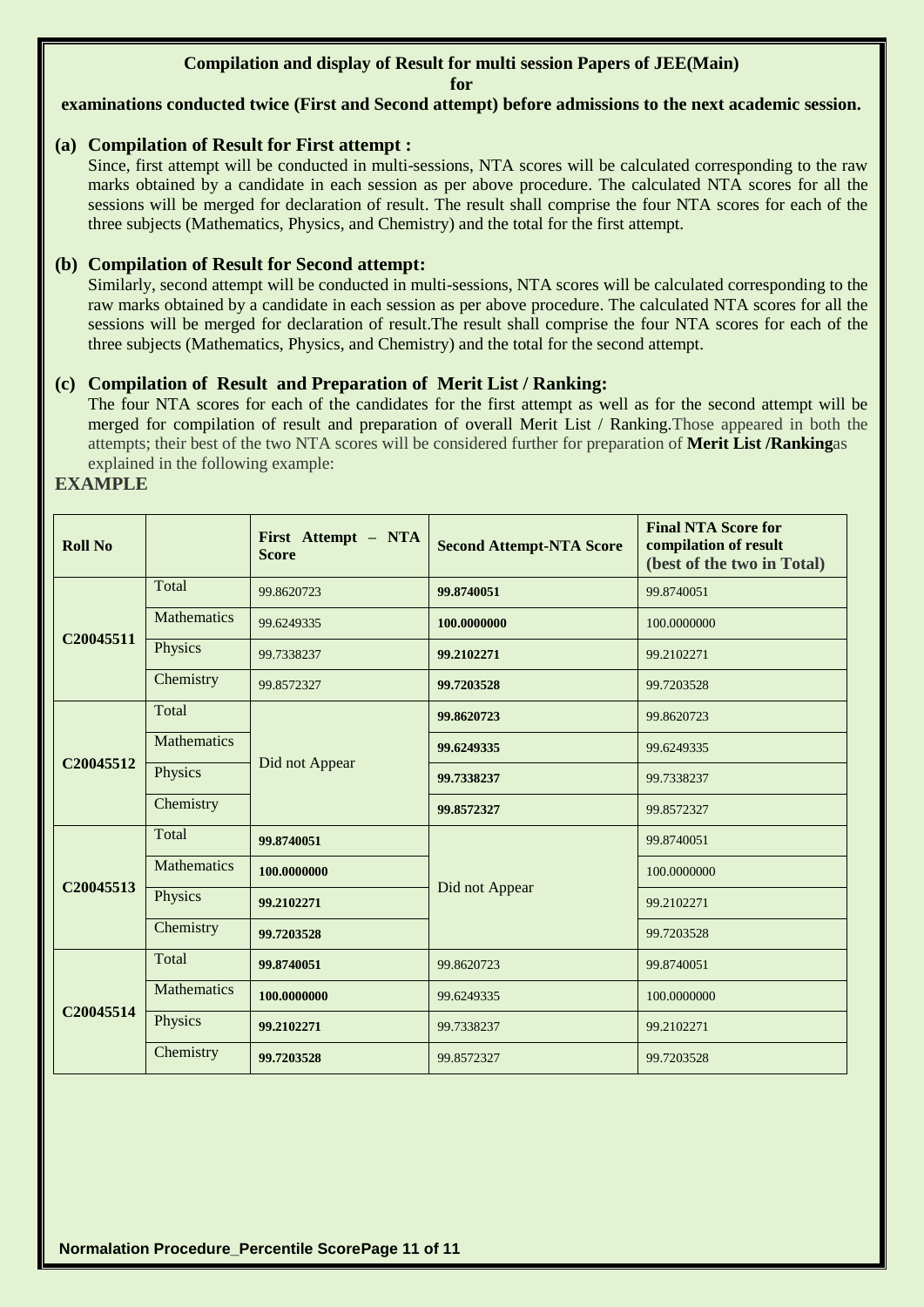**Compilation and display of Result for multi session Papers of JEE(Main)**
**for**
**examinations conducted twice (First and Second attempt) before admissions to the next academic session.**

**(a) Compilation of Result for First attempt :**

Since, first attempt will be conducted in multi-sessions, NTA scores will be calculated corresponding to the raw marks obtained by a candidate in each session as per above procedure. The calculated NTA scores for all the sessions will be merged for declaration of result. The result shall comprise the four NTA scores for each of the three subjects (Mathematics, Physics, and Chemistry) and the total for the first attempt.

**(b) Compilation of Result for Second attempt:**

Similarly, second attempt will be conducted in multi-sessions, NTA scores will be calculated corresponding to the raw marks obtained by a candidate in each session as per above procedure. The calculated NTA scores for all the sessions will be merged for declaration of result.The result shall comprise the four NTA scores for each of the three subjects (Mathematics, Physics, and Chemistry) and the total for the second attempt.

**(c) Compilation of Result and Preparation of Merit List / Ranking:**

The four NTA scores for each of the candidates for the first attempt as well as for the second attempt will be merged for compilation of result and preparation of overall Merit List / Ranking.Those appeared in both the attempts; their best of the two NTA scores will be considered further for preparation of **Merit List /Ranking**as explained in the following example:

**EXAMPLE**

| Roll No | | First Attempt – NTA Score | Second Attempt-NTA Score | Final NTA Score for compilation of result (best of the two in Total) |
|---|---|---|---|---|
| C20045511 | Total | 99.8620723 | **99.8740051** | 99.8740051 |
| | Mathematics | 99.6249335 | **100.0000000** | 100.0000000 |
| | Physics | 99.7338237 | **99.2102271** | 99.2102271 |
| | Chemistry | 99.8572327 | **99.7203528** | 99.7203528 |
| C20045512 | Total | Did not Appear | **99.8620723** | 99.8620723 |
| | Mathematics | | **99.6249335** | 99.6249335 |
| | Physics | | **99.7338237** | 99.7338237 |
| | Chemistry | | **99.8572327** | 99.8572327 |
| C20045513 | Total | **99.8740051** | Did not Appear | 99.8740051 |
| | Mathematics | **100.0000000** | | 100.0000000 |
| | Physics | **99.2102271** | | 99.2102271 |
| | Chemistry | **99.7203528** | | 99.7203528 |
| C20045514 | Total | **99.8740051** | 99.8620723 | 99.8740051 |
| | Mathematics | **100.0000000** | 99.6249335 | 100.0000000 |
| | Physics | **99.2102271** | 99.7338237 | 99.2102271 |
| | Chemistry | **99.7203528** | 99.8572327 | 99.7203528 |